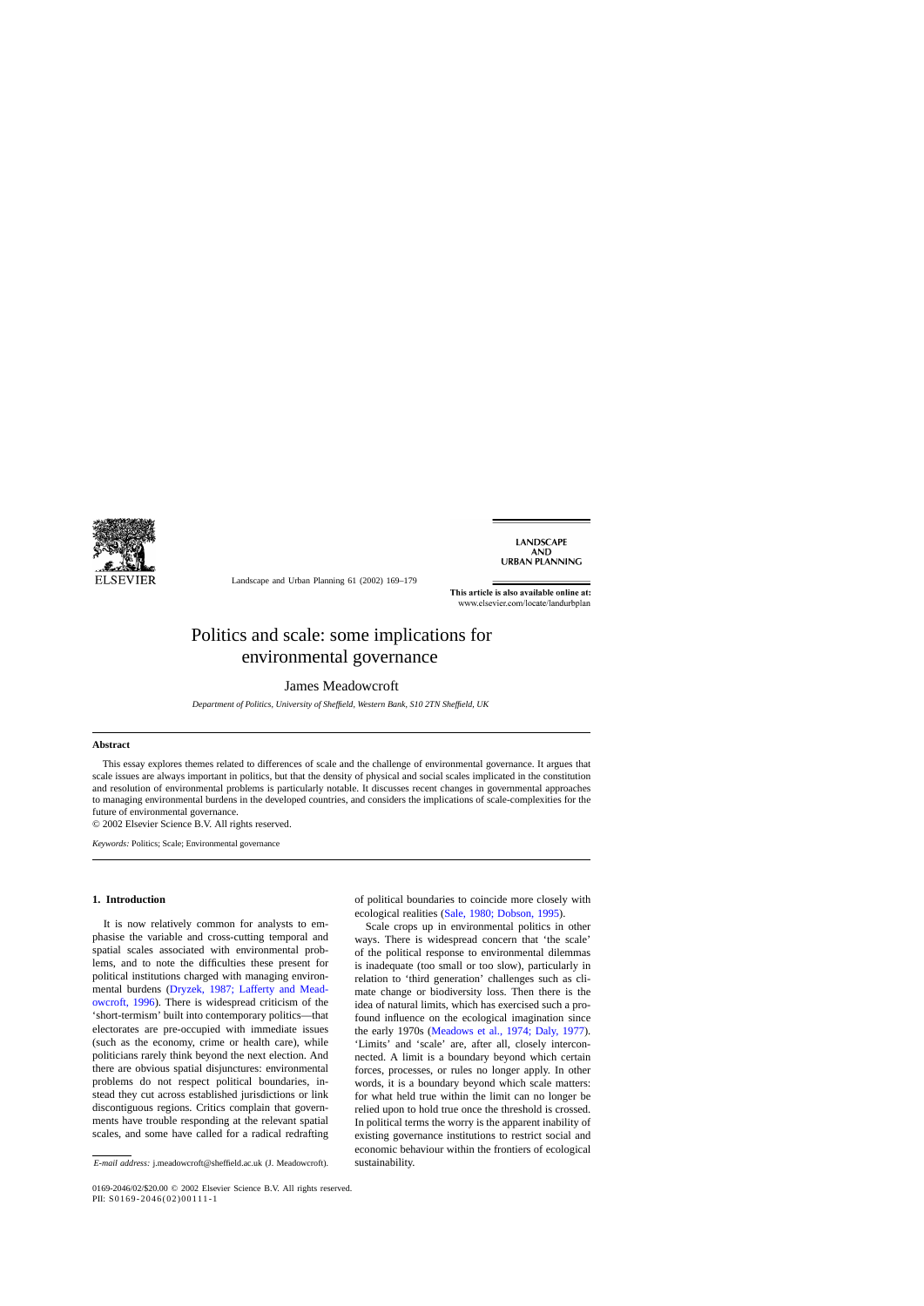# Politics and scale: some implications for environmental governance

James Meadowcroft

*Department of Politics, University of Sheffield, Western Bank, S10 2TN Sheffield, UK*

## Abstract

This essay explores themes related to differences of scale and the challenge of environmental governance. It argues that scale issues are always important in politics, but that the density of physical and social scales implicated in the constitution and resolution of environmental problems is particularly notable. It discusses recent changes in governmental approaches to managing environmental burdens in the developed countries, and considers the implications of scale-complexities for the future of environmental governance.

© 2002 Elsevier Science B.V. All rights reserved.

*Keywords:* Politics; Scale; Environmental governance

## 1. Introduction

It is now relatively common for analysts to emphasise the variable and cross-cutting temporal and spatial scales associated with environmental problems, and to note the difficulties these present for political institutions charged with managing environmental burdens (Dryzek, 1987; Lafferty and Meadowcroft, 1996). There is widespread criticism of the 'short-termism' built into contemporary politics—that electorates are pre-occupied with immediate issues (such as the economy, crime or health care), while politicians rarely think beyond the next election. And there are obvious spatial disjunctures: environmental problems do not respect political boundaries, instead they cut across established jurisdictions or link discontiguous regions. Critics complain that governments have trouble responding at the relevant spatial scales, and some have called for a radical redrafting of political boundaries to coincide more closely with ecological realities (Sale, 1980; Dobson, 1995).

Scale crops up in environmental politics in other ways. There is widespread concern that 'the scale' of the political response to environmental dilemmas is inadequate (too small or too slow), particularly in relation to 'third generation' challenges such as climate change or biodiversity loss. Then there is the idea of natural limits, which has exercised such a profound influence on the ecological imagination since the early 1970s (Meadows et al., 1974; Daly, 1977). 'Limits' and 'scale' are, after all, closely interconnected. A limit is a boundary beyond which certain forces, processes, or rules no longer apply. In other words, it is a boundary beyond which scale matters: for what held true within the limit can no longer be relied upon to hold true once the threshold is crossed. In political terms the worry is the apparent inability of existing governance institutions to restrict social and economic behaviour within the frontiers of ecological sustainability.

*E-mail address:* j.meadowcroft@sheffield.ac.uk (J. Meadowcroft).

0169-2046/02/$20.00 © 2002 Elsevier Science B.V. All rights reserved.
PII: S0169-2046(02)00111-1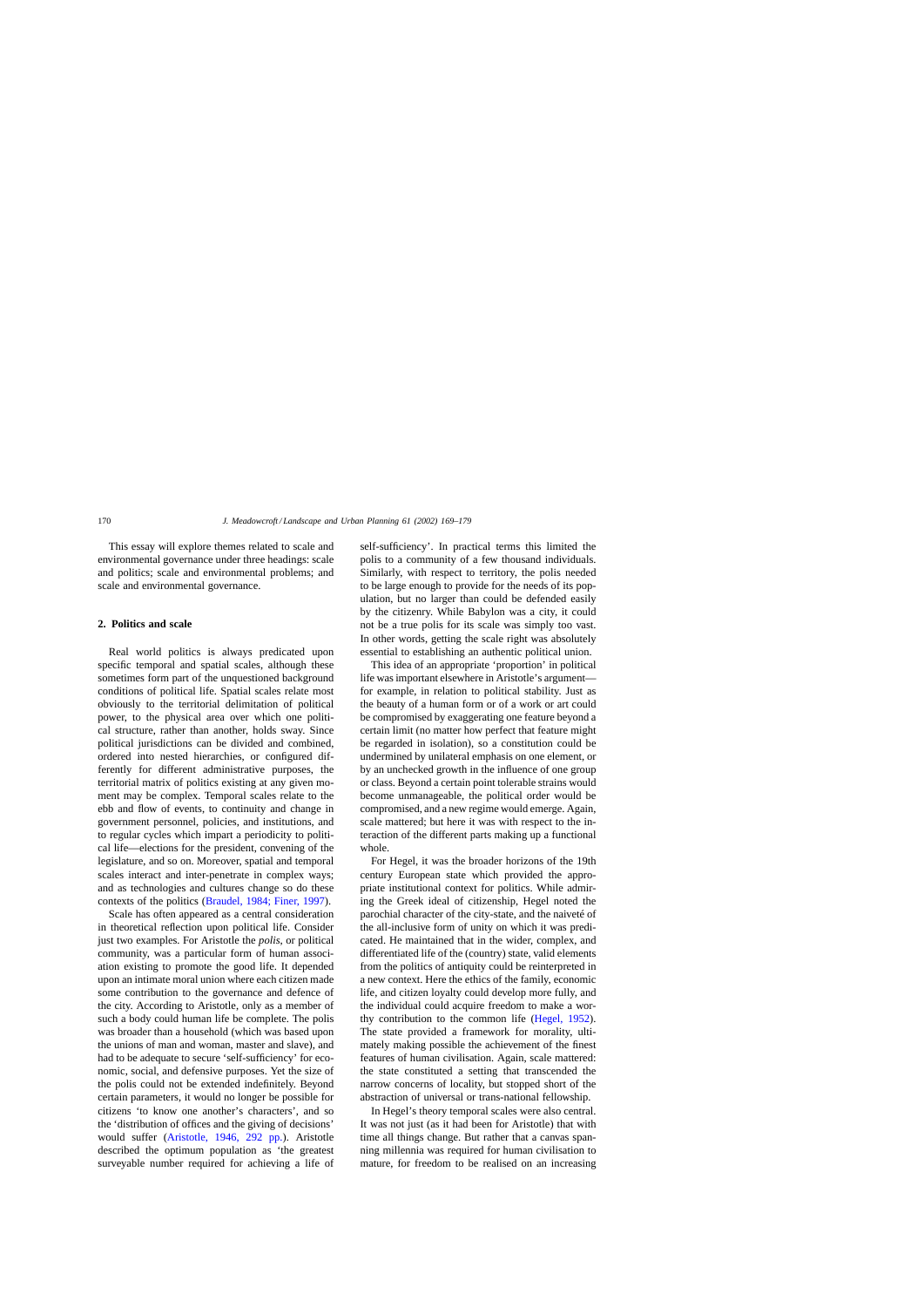This essay will explore themes related to scale and environmental governance under three headings: scale and politics; scale and environmental problems; and scale and environmental governance.

## 2. Politics and scale

Real world politics is always predicated upon specific temporal and spatial scales, although these sometimes form part of the unquestioned background conditions of political life. Spatial scales relate most obviously to the territorial delimitation of political power, to the physical area over which one political structure, rather than another, holds sway. Since political jurisdictions can be divided and combined, ordered into nested hierarchies, or configured differently for different administrative purposes, the territorial matrix of politics existing at any given moment may be complex. Temporal scales relate to the ebb and flow of events, to continuity and change in government personnel, policies, and institutions, and to regular cycles which impart a periodicity to political life—elections for the president, convening of the legislature, and so on. Moreover, spatial and temporal scales interact and inter-penetrate in complex ways; and as technologies and cultures change so do these contexts of the politics (Braudel, 1984; Finer, 1997).

Scale has often appeared as a central consideration in theoretical reflection upon political life. Consider just two examples. For Aristotle the *polis*, or political community, was a particular form of human association existing to promote the good life. It depended upon an intimate moral union where each citizen made some contribution to the governance and defence of the city. According to Aristotle, only as a member of such a body could human life be complete. The polis was broader than a household (which was based upon the unions of man and woman, master and slave), and had to be adequate to secure 'self-sufficiency' for economic, social, and defensive purposes. Yet the size of the polis could not be extended indefinitely. Beyond certain parameters, it would no longer be possible for citizens 'to know one another's characters', and so the 'distribution of offices and the giving of decisions' would suffer (Aristotle, 1946, 292 pp.). Aristotle described the optimum population as 'the greatest surveyable number required for achieving a life of self-sufficiency'. In practical terms this limited the polis to a community of a few thousand individuals. Similarly, with respect to territory, the polis needed to be large enough to provide for the needs of its population, but no larger than could be defended easily by the citizenry. While Babylon was a city, it could not be a true polis for its scale was simply too vast. In other words, getting the scale right was absolutely essential to establishing an authentic political union.

This idea of an appropriate 'proportion' in political life was important elsewhere in Aristotle's argument—for example, in relation to political stability. Just as the beauty of a human form or of a work or art could be compromised by exaggerating one feature beyond a certain limit (no matter how perfect that feature might be regarded in isolation), so a constitution could be undermined by unilateral emphasis on one element, or by an unchecked growth in the influence of one group or class. Beyond a certain point tolerable strains would become unmanageable, the political order would be compromised, and a new regime would emerge. Again, scale mattered; but here it was with respect to the interaction of the different parts making up a functional whole.

For Hegel, it was the broader horizons of the 19th century European state which provided the appropriate institutional context for politics. While admiring the Greek ideal of citizenship, Hegel noted the parochial character of the city-state, and the naiveté of the all-inclusive form of unity on which it was predicated. He maintained that in the wider, complex, and differentiated life of the (country) state, valid elements from the politics of antiquity could be reinterpreted in a new context. Here the ethics of the family, economic life, and citizen loyalty could develop more fully, and the individual could acquire freedom to make a worthy contribution to the common life (Hegel, 1952). The state provided a framework for morality, ultimately making possible the achievement of the finest features of human civilisation. Again, scale mattered: the state constituted a setting that transcended the narrow concerns of locality, but stopped short of the abstraction of universal or trans-national fellowship.

In Hegel's theory temporal scales were also central. It was not just (as it had been for Aristotle) that with time all things change. But rather that a canvas spanning millennia was required for human civilisation to mature, for freedom to be realised on an increasing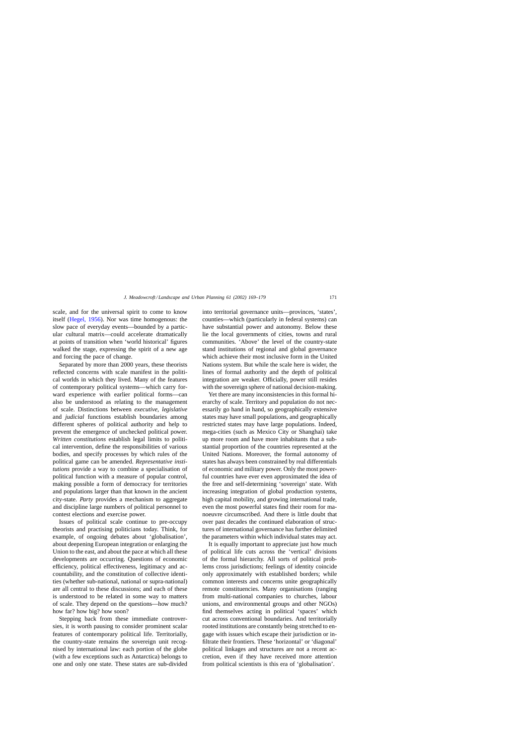scale, and for the universal spirit to come to know itself (Hegel, 1956). Nor was time homogenous: the slow pace of everyday events—bounded by a particular cultural matrix—could accelerate dramatically at points of transition when 'world historical' figures walked the stage, expressing the spirit of a new age and forcing the pace of change.

Separated by more than 2000 years, these theorists reflected concerns with scale manifest in the political worlds in which they lived. Many of the features of contemporary political systems—which carry forward experience with earlier political forms—can also be understood as relating to the management of scale. Distinctions between *executive*, *legislative* and *judicial* functions establish boundaries among different spheres of political authority and help to prevent the emergence of unchecked political power. *Written constitutions* establish legal limits to political intervention, define the responsibilities of various bodies, and specify processes by which rules of the political game can be amended. *Representative institutions* provide a way to combine a specialisation of political function with a measure of popular control, making possible a form of democracy for territories and populations larger than that known in the ancient city-state. *Party* provides a mechanism to aggregate and discipline large numbers of political personnel to contest elections and exercise power.

Issues of political scale continue to pre-occupy theorists and practising politicians today. Think, for example, of ongoing debates about 'globalisation', about deepening European integration or enlarging the Union to the east, and about the pace at which all these developments are occurring. Questions of economic efficiency, political effectiveness, legitimacy and accountability, and the constitution of collective identities (whether sub-national, national or supra-national) are all central to these discussions; and each of these is understood to be related in some way to matters of scale. They depend on the questions—how much? how far? how big? how soon?

Stepping back from these immediate controversies, it is worth pausing to consider prominent scalar features of contemporary political life. Territorially, the country-state remains the sovereign unit recognised by international law: each portion of the globe (with a few exceptions such as Antarctica) belongs to one and only one state. These states are sub-divided into territorial governance units—provinces, 'states', counties—which (particularly in federal systems) can have substantial power and autonomy. Below these lie the local governments of cities, towns and rural communities. 'Above' the level of the country-state stand institutions of regional and global governance which achieve their most inclusive form in the United Nations system. But while the scale here is wider, the lines of formal authority and the depth of political integration are weaker. Officially, power still resides with the sovereign sphere of national decision-making.

Yet there are many inconsistencies in this formal hierarchy of scale. Territory and population do not necessarily go hand in hand, so geographically extensive states may have small populations, and geographically restricted states may have large populations. Indeed, mega-cities (such as Mexico City or Shanghai) take up more room and have more inhabitants that a substantial proportion of the countries represented at the United Nations. Moreover, the formal autonomy of states has always been constrained by real differentials of economic and military power. Only the most powerful countries have ever even approximated the idea of the free and self-determining 'sovereign' state. With increasing integration of global production systems, high capital mobility, and growing international trade, even the most powerful states find their room for manoeuvre circumscribed. And there is little doubt that over past decades the continued elaboration of structures of international governance has further delimited the parameters within which individual states may act.

It is equally important to appreciate just how much of political life cuts across the 'vertical' divisions of the formal hierarchy. All sorts of political problems cross jurisdictions; feelings of identity coincide only approximately with established borders; while common interests and concerns unite geographically remote constituencies. Many organisations (ranging from multi-national companies to churches, labour unions, and environmental groups and other NGOs) find themselves acting in political 'spaces' which cut across conventional boundaries. And territorially rooted institutions are constantly being stretched to engage with issues which escape their jurisdiction or infiltrate their frontiers. These 'horizontal' or 'diagonal' political linkages and structures are not a recent accretion, even if they have received more attention from political scientists is this era of 'globalisation'.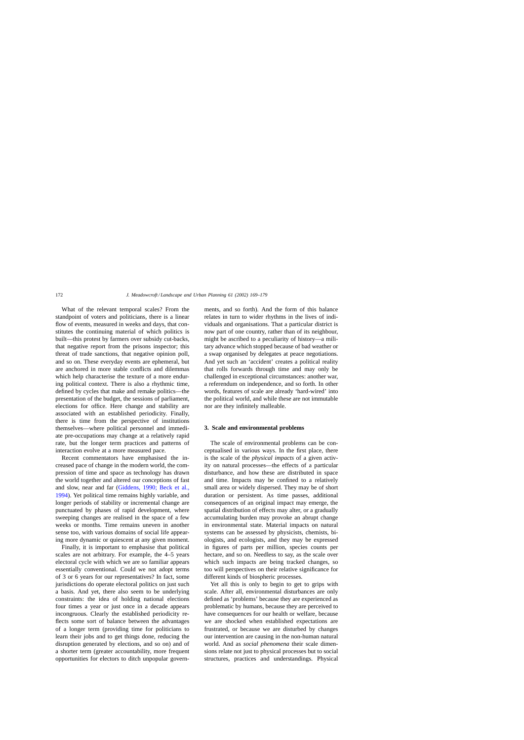What of the relevant temporal scales? From the standpoint of voters and politicians, there is a linear flow of events, measured in weeks and days, that constitutes the continuing material of which politics is built—this protest by farmers over subsidy cut-backs, that negative report from the prisons inspector; this threat of trade sanctions, that negative opinion poll, and so on. These everyday events are ephemeral, but are anchored in more stable conflicts and dilemmas which help characterise the texture of a more enduring political context. There is also a rhythmic time, defined by cycles that make and remake politics—the presentation of the budget, the sessions of parliament, elections for office. Here change and stability are associated with an established periodicity. Finally, there is time from the perspective of institutions themselves—where political personnel and immediate pre-occupations may change at a relatively rapid rate, but the longer term practices and patterns of interaction evolve at a more measured pace.

Recent commentators have emphasised the increased pace of change in the modern world, the compression of time and space as technology has drawn the world together and altered our conceptions of fast and slow, near and far (Giddens, 1990; Beck et al., 1994). Yet political time remains highly variable, and longer periods of stability or incremental change are punctuated by phases of rapid development, where sweeping changes are realised in the space of a few weeks or months. Time remains uneven in another sense too, with various domains of social life appearing more dynamic or quiescent at any given moment.

Finally, it is important to emphasise that political scales are not arbitrary. For example, the 4–5 years electoral cycle with which we are so familiar appears essentially conventional. Could we not adopt terms of 3 or 6 years for our representatives? In fact, some jurisdictions do operate electoral politics on just such a basis. And yet, there also seem to be underlying constraints: the idea of holding national elections four times a year or just once in a decade appears incongruous. Clearly the established periodicity reflects some sort of balance between the advantages of a longer term (providing time for politicians to learn their jobs and to get things done, reducing the disruption generated by elections, and so on) and of a shorter term (greater accountability, more frequent opportunities for electors to ditch unpopular governments, and so forth). And the form of this balance relates in turn to wider rhythms in the lives of individuals and organisations. That a particular district is now part of one country, rather than of its neighbour, might be ascribed to a peculiarity of history—a military advance which stopped because of bad weather or a swap organised by delegates at peace negotiations. And yet such an 'accident' creates a political reality that rolls forwards through time and may only be challenged in exceptional circumstances: another war, a referendum on independence, and so forth. In other words, features of scale are already 'hard-wired' into the political world, and while these are not immutable nor are they infinitely malleable.

## 3. Scale and environmental problems

The scale of environmental problems can be conceptualised in various ways. In the first place, there is the scale of the *physical impacts* of a given activity on natural processes—the effects of a particular disturbance, and how these are distributed in space and time. Impacts may be confined to a relatively small area or widely dispersed. They may be of short duration or persistent. As time passes, additional consequences of an original impact may emerge, the spatial distribution of effects may alter, or a gradually accumulating burden may provoke an abrupt change in environmental state. Material impacts on natural systems can be assessed by physicists, chemists, biologists, and ecologists, and they may be expressed in figures of parts per million, species counts per hectare, and so on. Needless to say, as the scale over which such impacts are being tracked changes, so too will perspectives on their relative significance for different kinds of biospheric processes.

Yet all this is only to begin to get to grips with scale. After all, environmental disturbances are only defined as 'problems' because they are experienced as problematic by humans, because they are perceived to have consequences for our health or welfare, because we are shocked when established expectations are frustrated, or because we are disturbed by changes our intervention are causing in the non-human natural world. And as *social phenomena* their scale dimensions relate not just to physical processes but to social structures, practices and understandings. Physical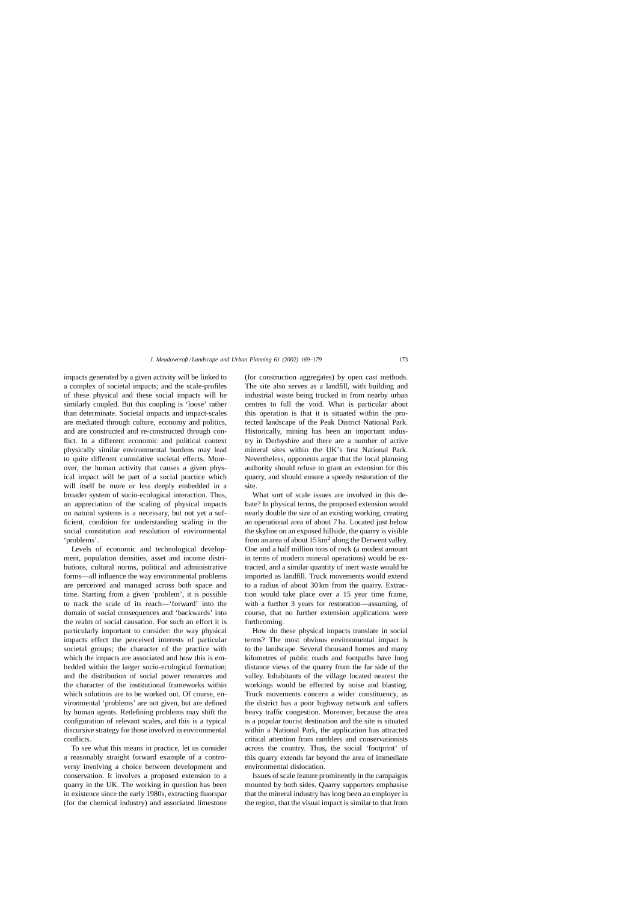impacts generated by a given activity will be linked to a complex of societal impacts; and the scale-profiles of these physical and these social impacts will be similarly coupled. But this coupling is 'loose' rather than determinate. Societal impacts and impact-scales are mediated through culture, economy and politics, and are constructed and re-constructed through conflict. In a different economic and political context physically similar environmental burdens may lead to quite different cumulative societal effects. Moreover, the human activity that causes a given physical impact will be part of a social practice which will itself be more or less deeply embedded in a broader system of socio-ecological interaction. Thus, an appreciation of the scaling of physical impacts on natural systems is a necessary, but not yet a sufficient, condition for understanding scaling in the social constitution and resolution of environmental 'problems'.

Levels of economic and technological development, population densities, asset and income distributions, cultural norms, political and administrative forms—all influence the way environmental problems are perceived and managed across both space and time. Starting from a given 'problem', it is possible to track the scale of its reach—'forward' into the domain of social consequences and 'backwards' into the realm of social causation. For such an effort it is particularly important to consider: the way physical impacts effect the perceived interests of particular societal groups; the character of the practice with which the impacts are associated and how this is embedded within the larger socio-ecological formation; and the distribution of social power resources and the character of the institutional frameworks within which solutions are to be worked out. Of course, environmental 'problems' are not given, but are defined by human agents. Redefining problems may shift the configuration of relevant scales, and this is a typical discursive strategy for those involved in environmental conflicts.

To see what this means in practice, let us consider a reasonably straight forward example of a controversy involving a choice between development and conservation. It involves a proposed extension to a quarry in the UK. The working in question has been in existence since the early 1980s, extracting fluorspar (for the chemical industry) and associated limestone (for construction aggregates) by open cast methods. The site also serves as a landfill, with building and industrial waste being trucked in from nearby urban centres to full the void. What is particular about this operation is that it is situated within the protected landscape of the Peak District National Park. Historically, mining has been an important industry in Derbyshire and there are a number of active mineral sites within the UK's first National Park. Nevertheless, opponents argue that the local planning authority should refuse to grant an extension for this quarry, and should ensure a speedy restoration of the site.

What sort of scale issues are involved in this debate? In physical terms, the proposed extension would nearly double the size of an existing working, creating an operational area of about 7 ha. Located just below the skyline on an exposed hillside, the quarry is visible from an area of about 15 km$^2$ along the Derwent valley. One and a half million tons of rock (a modest amount in terms of modern mineral operations) would be extracted, and a similar quantity of inert waste would be imported as landfill. Truck movements would extend to a radius of about 30 km from the quarry. Extraction would take place over a 15 year time frame, with a further 3 years for restoration—assuming, of course, that no further extension applications were forthcoming.

How do these physical impacts translate in social terms? The most obvious environmental impact is to the landscape. Several thousand homes and many kilometres of public roads and footpaths have long distance views of the quarry from the far side of the valley. Inhabitants of the village located nearest the workings would be effected by noise and blasting. Truck movements concern a wider constituency, as the district has a poor highway network and suffers heavy traffic congestion. Moreover, because the area is a popular tourist destination and the site is situated within a National Park, the application has attracted critical attention from ramblers and conservationists across the country. Thus, the social 'footprint' of this quarry extends far beyond the area of immediate environmental dislocation.

Issues of scale feature prominently in the campaigns mounted by both sides. Quarry supporters emphasise that the mineral industry has long been an employer in the region, that the visual impact is similar to that from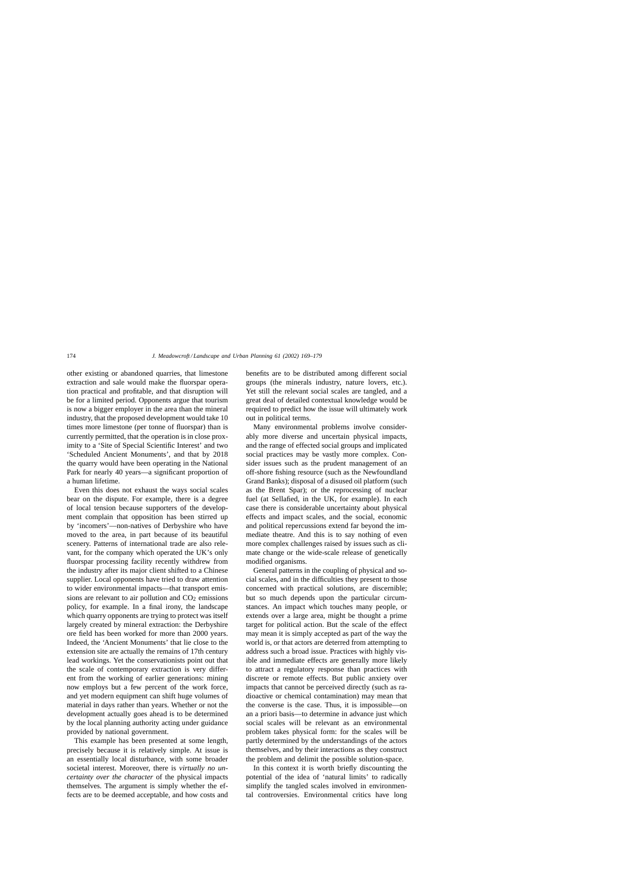other existing or abandoned quarries, that limestone extraction and sale would make the fluorspar operation practical and profitable, and that disruption will be for a limited period. Opponents argue that tourism is now a bigger employer in the area than the mineral industry, that the proposed development would take 10 times more limestone (per tonne of fluorspar) than is currently permitted, that the operation is in close proximity to a 'Site of Special Scientific Interest' and two 'Scheduled Ancient Monuments', and that by 2018 the quarry would have been operating in the National Park for nearly 40 years—a significant proportion of a human lifetime.

Even this does not exhaust the ways social scales bear on the dispute. For example, there is a degree of local tension because supporters of the development complain that opposition has been stirred up by 'incomers'—non-natives of Derbyshire who have moved to the area, in part because of its beautiful scenery. Patterns of international trade are also relevant, for the company which operated the UK's only fluorspar processing facility recently withdrew from the industry after its major client shifted to a Chinese supplier. Local opponents have tried to draw attention to wider environmental impacts—that transport emissions are relevant to air pollution and $CO_2$ emissions policy, for example. In a final irony, the landscape which quarry opponents are trying to protect was itself largely created by mineral extraction: the Derbyshire ore field has been worked for more than 2000 years. Indeed, the 'Ancient Monuments' that lie close to the extension site are actually the remains of 17th century lead workings. Yet the conservationists point out that the scale of contemporary extraction is very different from the working of earlier generations: mining now employs but a few percent of the work force, and yet modern equipment can shift huge volumes of material in days rather than years. Whether or not the development actually goes ahead is to be determined by the local planning authority acting under guidance provided by national government.

This example has been presented at some length, precisely because it is relatively simple. At issue is an essentially local disturbance, with some broader societal interest. Moreover, there is *virtually no uncertainty over the character* of the physical impacts themselves. The argument is simply whether the effects are to be deemed acceptable, and how costs and benefits are to be distributed among different social groups (the minerals industry, nature lovers, etc.). Yet still the relevant social scales are tangled, and a great deal of detailed contextual knowledge would be required to predict how the issue will ultimately work out in political terms.

Many environmental problems involve considerably more diverse and uncertain physical impacts, and the range of effected social groups and implicated social practices may be vastly more complex. Consider issues such as the prudent management of an off-shore fishing resource (such as the Newfoundland Grand Banks); disposal of a disused oil platform (such as the Brent Spar); or the reprocessing of nuclear fuel (at Sellafied, in the UK, for example). In each case there is considerable uncertainty about physical effects and impact scales, and the social, economic and political repercussions extend far beyond the immediate theatre. And this is to say nothing of even more complex challenges raised by issues such as climate change or the wide-scale release of genetically modified organisms.

General patterns in the coupling of physical and social scales, and in the difficulties they present to those concerned with practical solutions, are discernible; but so much depends upon the particular circumstances. An impact which touches many people, or extends over a large area, might be thought a prime target for political action. But the scale of the effect may mean it is simply accepted as part of the way the world is, or that actors are deterred from attempting to address such a broad issue. Practices with highly visible and immediate effects are generally more likely to attract a regulatory response than practices with discrete or remote effects. But public anxiety over impacts that cannot be perceived directly (such as radioactive or chemical contamination) may mean that the converse is the case. Thus, it is impossible—on an a priori basis—to determine in advance just which social scales will be relevant as an environmental problem takes physical form: for the scales will be partly determined by the understandings of the actors themselves, and by their interactions as they construct the problem and delimit the possible solution-space.

In this context it is worth briefly discounting the potential of the idea of 'natural limits' to radically simplify the tangled scales involved in environmental controversies. Environmental critics have long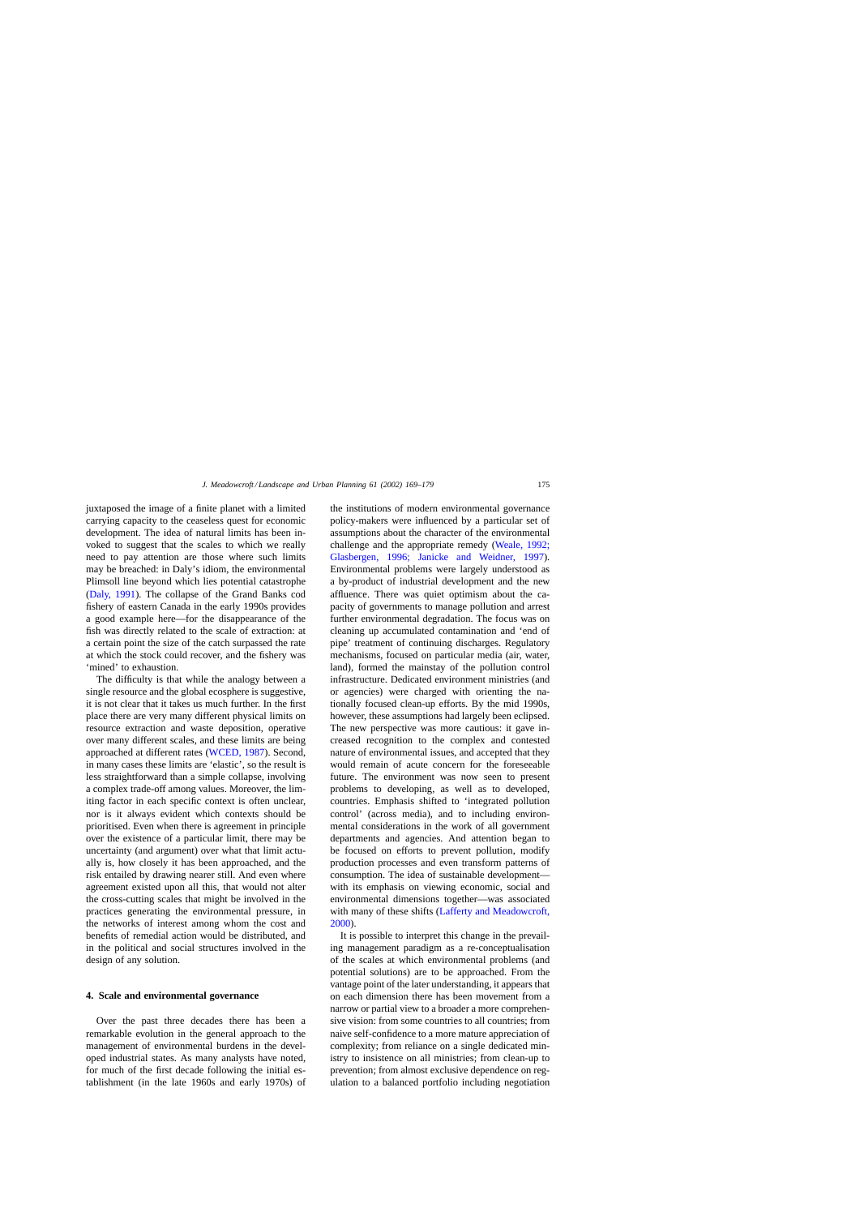juxtaposed the image of a finite planet with a limited carrying capacity to the ceaseless quest for economic development. The idea of natural limits has been invoked to suggest that the scales to which we really need to pay attention are those where such limits may be breached: in Daly's idiom, the environmental Plimsoll line beyond which lies potential catastrophe (Daly, 1991). The collapse of the Grand Banks cod fishery of eastern Canada in the early 1990s provides a good example here—for the disappearance of the fish was directly related to the scale of extraction: at a certain point the size of the catch surpassed the rate at which the stock could recover, and the fishery was 'mined' to exhaustion.

The difficulty is that while the analogy between a single resource and the global ecosphere is suggestive, it is not clear that it takes us much further. In the first place there are very many different physical limits on resource extraction and waste deposition, operative over many different scales, and these limits are being approached at different rates (WCED, 1987). Second, in many cases these limits are 'elastic', so the result is less straightforward than a simple collapse, involving a complex trade-off among values. Moreover, the limiting factor in each specific context is often unclear, nor is it always evident which contexts should be prioritised. Even when there is agreement in principle over the existence of a particular limit, there may be uncertainty (and argument) over what that limit actually is, how closely it has been approached, and the risk entailed by drawing nearer still. And even where agreement existed upon all this, that would not alter the cross-cutting scales that might be involved in the practices generating the environmental pressure, in the networks of interest among whom the cost and benefits of remedial action would be distributed, and in the political and social structures involved in the design of any solution.

## 4. Scale and environmental governance

Over the past three decades there has been a remarkable evolution in the general approach to the management of environmental burdens in the developed industrial states. As many analysts have noted, for much of the first decade following the initial establishment (in the late 1960s and early 1970s) of the institutions of modern environmental governance policy-makers were influenced by a particular set of assumptions about the character of the environmental challenge and the appropriate remedy (Weale, 1992; Glasbergen, 1996; Janicke and Weidner, 1997). Environmental problems were largely understood as a by-product of industrial development and the new affluence. There was quiet optimism about the capacity of governments to manage pollution and arrest further environmental degradation. The focus was on cleaning up accumulated contamination and 'end of pipe' treatment of continuing discharges. Regulatory mechanisms, focused on particular media (air, water, land), formed the mainstay of the pollution control infrastructure. Dedicated environment ministries (and or agencies) were charged with orienting the nationally focused clean-up efforts. By the mid 1990s, however, these assumptions had largely been eclipsed. The new perspective was more cautious: it gave increased recognition to the complex and contested nature of environmental issues, and accepted that they would remain of acute concern for the foreseeable future. The environment was now seen to present problems to developing, as well as to developed, countries. Emphasis shifted to 'integrated pollution control' (across media), and to including environmental considerations in the work of all government departments and agencies. And attention began to be focused on efforts to prevent pollution, modify production processes and even transform patterns of consumption. The idea of sustainable development—with its emphasis on viewing economic, social and environmental dimensions together—was associated with many of these shifts (Lafferty and Meadowcroft, 2000).

It is possible to interpret this change in the prevailing management paradigm as a re-conceptualisation of the scales at which environmental problems (and potential solutions) are to be approached. From the vantage point of the later understanding, it appears that on each dimension there has been movement from a narrow or partial view to a broader a more comprehensive vision: from some countries to all countries; from naive self-confidence to a more mature appreciation of complexity; from reliance on a single dedicated ministry to insistence on all ministries; from clean-up to prevention; from almost exclusive dependence on regulation to a balanced portfolio including negotiation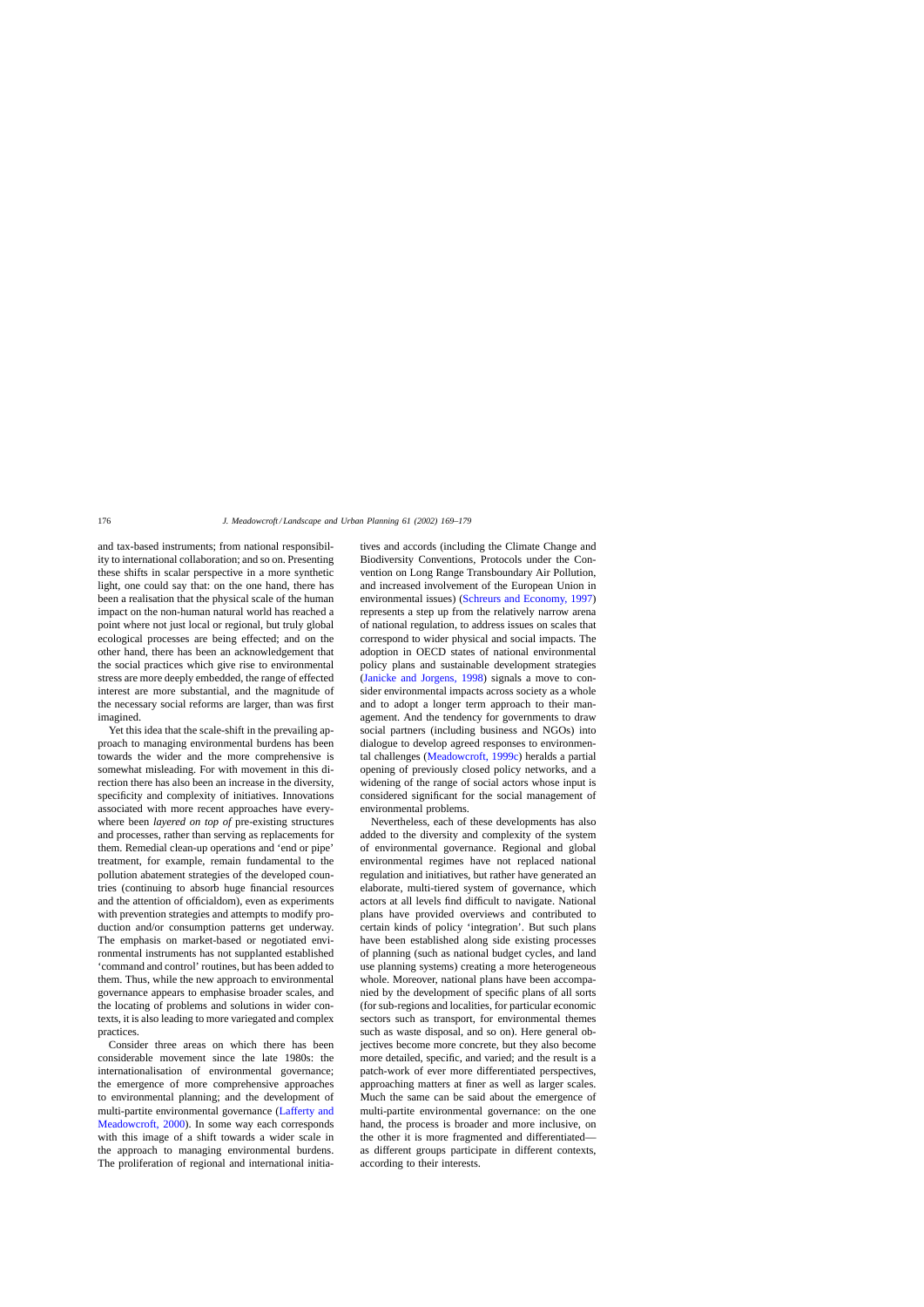and tax-based instruments; from national responsibility to international collaboration; and so on. Presenting these shifts in scalar perspective in a more synthetic light, one could say that: on the one hand, there has been a realisation that the physical scale of the human impact on the non-human natural world has reached a point where not just local or regional, but truly global ecological processes are being effected; and on the other hand, there has been an acknowledgement that the social practices which give rise to environmental stress are more deeply embedded, the range of effected interest are more substantial, and the magnitude of the necessary social reforms are larger, than was first imagined.

Yet this idea that the scale-shift in the prevailing approach to managing environmental burdens has been towards the wider and the more comprehensive is somewhat misleading. For with movement in this direction there has also been an increase in the diversity, specificity and complexity of initiatives. Innovations associated with more recent approaches have everywhere been *layered on top of* pre-existing structures and processes, rather than serving as replacements for them. Remedial clean-up operations and 'end or pipe' treatment, for example, remain fundamental to the pollution abatement strategies of the developed countries (continuing to absorb huge financial resources and the attention of officialdom), even as experiments with prevention strategies and attempts to modify production and/or consumption patterns get underway. The emphasis on market-based or negotiated environmental instruments has not supplanted established 'command and control' routines, but has been added to them. Thus, while the new approach to environmental governance appears to emphasise broader scales, and the locating of problems and solutions in wider contexts, it is also leading to more variegated and complex practices.

Consider three areas on which there has been considerable movement since the late 1980s: the internationalisation of environmental governance; the emergence of more comprehensive approaches to environmental planning; and the development of multi-partite environmental governance (Lafferty and Meadowcroft, 2000). In some way each corresponds with this image of a shift towards a wider scale in the approach to managing environmental burdens. The proliferation of regional and international initiatives and accords (including the Climate Change and Biodiversity Conventions, Protocols under the Convention on Long Range Transboundary Air Pollution, and increased involvement of the European Union in environmental issues) (Schreurs and Economy, 1997) represents a step up from the relatively narrow arena of national regulation, to address issues on scales that correspond to wider physical and social impacts. The adoption in OECD states of national environmental policy plans and sustainable development strategies (Janicke and Jorgens, 1998) signals a move to consider environmental impacts across society as a whole and to adopt a longer term approach to their management. And the tendency for governments to draw social partners (including business and NGOs) into dialogue to develop agreed responses to environmental challenges (Meadowcroft, 1999c) heralds a partial opening of previously closed policy networks, and a widening of the range of social actors whose input is considered significant for the social management of environmental problems.

Nevertheless, each of these developments has also added to the diversity and complexity of the system of environmental governance. Regional and global environmental regimes have not replaced national regulation and initiatives, but rather have generated an elaborate, multi-tiered system of governance, which actors at all levels find difficult to navigate. National plans have provided overviews and contributed to certain kinds of policy 'integration'. But such plans have been established along side existing processes of planning (such as national budget cycles, and land use planning systems) creating a more heterogeneous whole. Moreover, national plans have been accompanied by the development of specific plans of all sorts (for sub-regions and localities, for particular economic sectors such as transport, for environmental themes such as waste disposal, and so on). Here general objectives become more concrete, but they also become more detailed, specific, and varied; and the result is a patch-work of ever more differentiated perspectives, approaching matters at finer as well as larger scales. Much the same can be said about the emergence of multi-partite environmental governance: on the one hand, the process is broader and more inclusive, on the other it is more fragmented and differentiated—as different groups participate in different contexts, according to their interests.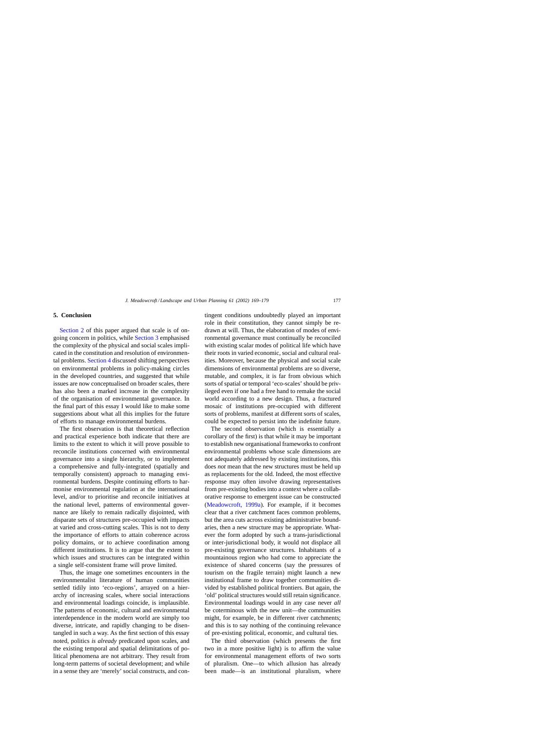## 5. Conclusion

Section 2 of this paper argued that scale is of ongoing concern in politics, while Section 3 emphasised the complexity of the physical and social scales implicated in the constitution and resolution of environmental problems. Section 4 discussed shifting perspectives on environmental problems in policy-making circles in the developed countries, and suggested that while issues are now conceptualised on broader scales, there has also been a marked increase in the complexity of the organisation of environmental governance. In the final part of this essay I would like to make some suggestions about what all this implies for the future of efforts to manage environmental burdens.

The first observation is that theoretical reflection and practical experience both indicate that there are limits to the extent to which it will prove possible to reconcile institutions concerned with environmental governance into a single hierarchy, or to implement a comprehensive and fully-integrated (spatially and temporally consistent) approach to managing environmental burdens. Despite continuing efforts to harmonise environmental regulation at the international level, and/or to prioritise and reconcile initiatives at the national level, patterns of environmental governance are likely to remain radically disjointed, with disparate sets of structures pre-occupied with impacts at varied and cross-cutting scales. This is not to deny the importance of efforts to attain coherence across policy domains, or to achieve coordination among different institutions. It is to argue that the extent to which issues and structures can be integrated within a single self-consistent frame will prove limited.

Thus, the image one sometimes encounters in the environmentalist literature of human communities settled tidily into 'eco-regions', arrayed on a hierarchy of increasing scales, where social interactions and environmental loadings coincide, is implausible. The patterns of economic, cultural and environmental interdependence in the modern world are simply too diverse, intricate, and rapidly changing to be disentangled in such a way. As the first section of this essay noted, politics *is already* predicated upon scales, and the existing temporal and spatial delimitations of political phenomena are not arbitrary. They result from long-term patterns of societal development; and while in a sense they are 'merely' social constructs, and contingent conditions undoubtedly played an important role in their constitution, they cannot simply be redrawn at will. Thus, the elaboration of modes of environmental governance must continually be reconciled with existing scalar modes of political life which have their roots in varied economic, social and cultural realities. Moreover, because the physical and social scale dimensions of environmental problems are so diverse, mutable, and complex, it is far from obvious which sorts of spatial or temporal 'eco-scales' should be privileged even if one had a free hand to remake the social world according to a new design. Thus, a fractured mosaic of institutions pre-occupied with different sorts of problems, manifest at different sorts of scales, could be expected to persist into the indefinite future.

The second observation (which is essentially a corollary of the first) is that while it may be important to establish new organisational frameworks to confront environmental problems whose scale dimensions are not adequately addressed by existing institutions, this does *not* mean that the new structures must be held up as replacements for the old. Indeed, the most effective response may often involve drawing representatives from pre-existing bodies into a context where a collaborative response to emergent issue can be constructed (Meadowcroft, 1999a). For example, if it becomes clear that a river catchment faces common problems, but the area cuts across existing administrative boundaries, then a new structure may be appropriate. Whatever the form adopted by such a trans-jurisdictional or inter-jurisdictional body, it would not displace all pre-existing governance structures. Inhabitants of a mountainous region who had come to appreciate the existence of shared concerns (say the pressures of tourism on the fragile terrain) might launch a new institutional frame to draw together communities divided by established political frontiers. But again, the 'old' political structures would still retain significance. Environmental loadings would in any case never *all* be coterminous with the new unit—the communities might, for example, be in different river catchments; and this is to say nothing of the continuing relevance of pre-existing political, economic, and cultural ties.

The third observation (which presents the first two in a more positive light) is to affirm the value for environmental management efforts of two sorts of pluralism. One—to which allusion has already been made—is an institutional pluralism, where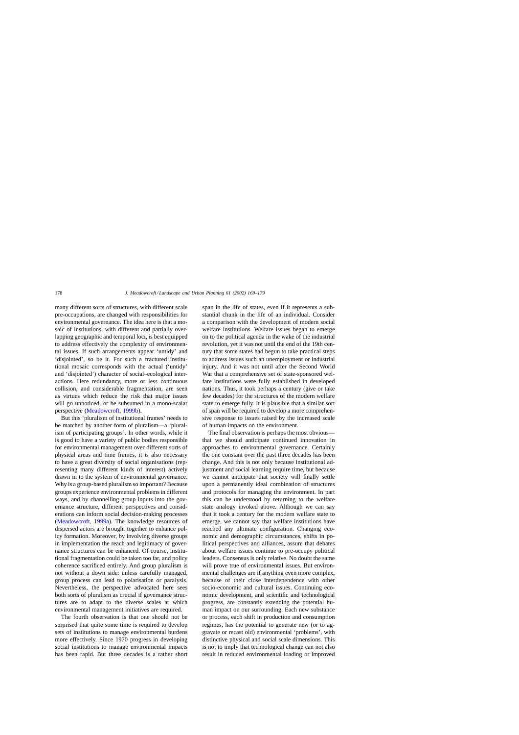many different sorts of structures, with different scale pre-occupations, are changed with responsibilities for environmental governance. The idea here is that a mosaic of institutions, with different and partially overlapping geographic and temporal loci, is best equipped to address effectively the complexity of environmental issues. If such arrangements appear 'untidy' and 'disjointed', so be it. For such a fractured institutional mosaic corresponds with the actual ('untidy' and 'disjointed') character of social–ecological interactions. Here redundancy, more or less continuous collision, and considerable fragmentation, are seen as virtues which reduce the risk that major issues will go unnoticed, or be subsumed in a mono-scalar perspective (Meadowcroft, 1999b).

But this 'pluralism of institutional frames' needs to be matched by another form of pluralism—a 'pluralism of participating groups'. In other words, while it is good to have a variety of public bodies responsible for environmental management over different sorts of physical areas and time frames, it is also necessary to have a great diversity of social organisations (representing many different kinds of interest) actively drawn in to the system of environmental governance. Why is a group-based pluralism so important? Because groups experience environmental problems in different ways, and by channelling group inputs into the governance structure, different perspectives and considerations can inform social decision-making processes (Meadowcroft, 1999a). The knowledge resources of dispersed actors are brought together to enhance policy formation. Moreover, by involving diverse groups in implementation the reach and legitimacy of governance structures can be enhanced. Of course, institutional fragmentation could be taken too far, and policy coherence sacrificed entirely. And group pluralism is not without a down side: unless carefully managed, group process can lead to polarisation or paralysis. Nevertheless, the perspective advocated here sees both sorts of pluralism as crucial if governance structures are to adapt to the diverse scales at which environmental management initiatives are required.

The fourth observation is that one should not be surprised that quite some time is required to develop sets of institutions to manage environmental burdens more effectively. Since 1970 progress in developing social institutions to manage environmental impacts has been rapid. But three decades is a rather short span in the life of states, even if it represents a substantial chunk in the life of an individual. Consider a comparison with the development of modern social welfare institutions. Welfare issues began to emerge on to the political agenda in the wake of the industrial revolution, yet it was not until the end of the 19th century that some states had begun to take practical steps to address issues such an unemployment or industrial injury. And it was not until after the Second World War that a comprehensive set of state-sponsored welfare institutions were fully established in developed nations. Thus, it took perhaps a century (give or take few decades) for the structures of the modern welfare state to emerge fully. It is plausible that a similar sort of span will be required to develop a more comprehensive response to issues raised by the increased scale of human impacts on the environment.

The final observation is perhaps the most obvious—that we should anticipate continued innovation in approaches to environmental governance. Certainly the one constant over the past three decades has been change. And this is not only because institutional adjustment and social learning require time, but because we cannot anticipate that society will finally settle upon a permanently ideal combination of structures and protocols for managing the environment. In part this can be understood by returning to the welfare state analogy invoked above. Although we can say that it took a century for the modern welfare state to emerge, we cannot say that welfare institutions have reached any ultimate configuration. Changing economic and demographic circumstances, shifts in political perspectives and alliances, assure that debates about welfare issues continue to pre-occupy political leaders. Consensus is only relative. No doubt the same will prove true of environmental issues. But environmental challenges are if anything even more complex, because of their close interdependence with other socio-economic and cultural issues. Continuing economic development, and scientific and technological progress, are constantly extending the potential human impact on our surrounding. Each new substance or process, each shift in production and consumption regimes, has the potential to generate new (or to aggravate or recast old) environmental 'problems', with distinctive physical and social scale dimensions. This is not to imply that technological change can not also result in reduced environmental loading or improved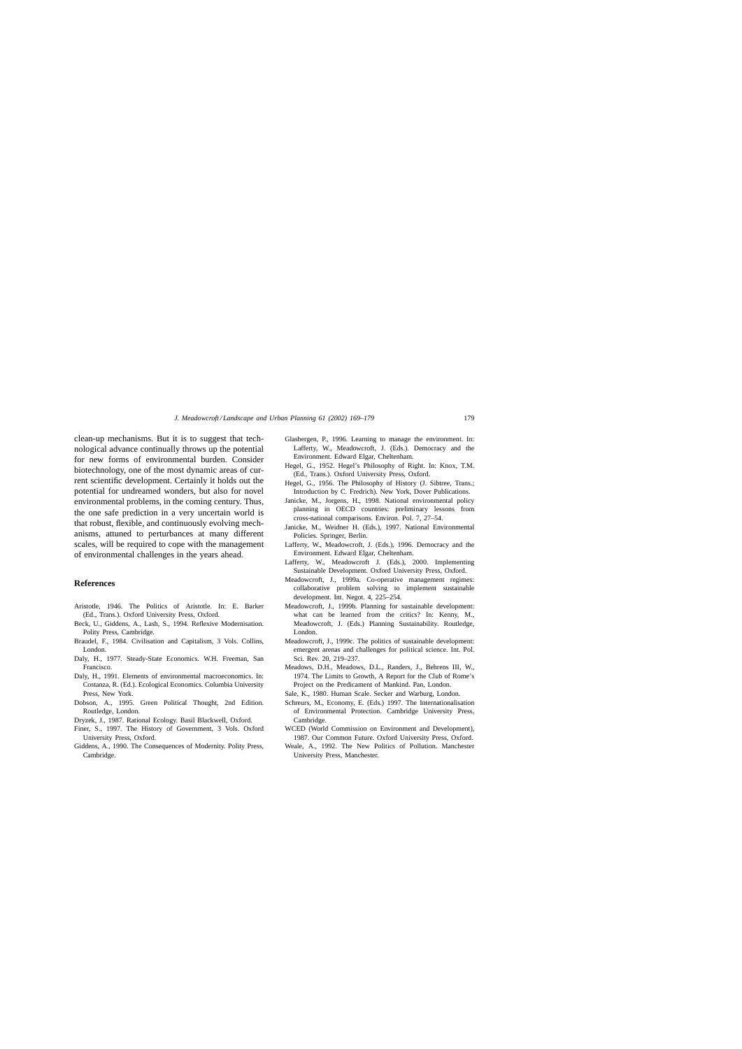clean-up mechanisms. But it is to suggest that technological advance continually throws up the potential for new forms of environmental burden. Consider biotechnology, one of the most dynamic areas of current scientific development. Certainly it holds out the potential for undreamed wonders, but also for novel environmental problems, in the coming century. Thus, the one safe prediction in a very uncertain world is that robust, flexible, and continuously evolving mechanisms, attuned to perturbances at many different scales, will be required to cope with the management of environmental challenges in the years ahead.

## References

Aristotle, 1946. The Politics of Aristotle. In: E. Barker (Ed., Trans.). Oxford University Press, Oxford.

Beck, U., Giddens, A., Lash, S., 1994. Reflexive Modernisation. Polity Press, Cambridge.

Braudel, F., 1984. Civilisation and Capitalism, 3 Vols. Collins, London.

Daly, H., 1977. Steady-State Economics. W.H. Freeman, San Francisco.

Daly, H., 1991. Elements of environmental macroeconomics. In: Costanza, R. (Ed.). Ecological Economics. Columbia University Press, New York.

Dobson, A., 1995. Green Political Thought, 2nd Edition. Routledge, London.

Dryzek, J., 1987. Rational Ecology. Basil Blackwell, Oxford.

Finer, S., 1997. The History of Government, 3 Vols. Oxford University Press, Oxford.

Giddens, A., 1990. The Consequences of Modernity. Polity Press, Cambridge.

Glasbergen, P., 1996. Learning to manage the environment. In: Lafferty, W., Meadowcroft, J. (Eds.). Democracy and the Environment. Edward Elgar, Cheltenham.

Hegel, G., 1952. Hegel's Philosophy of Right. In: Knox, T.M. (Ed., Trans.). Oxford University Press, Oxford.

Hegel, G., 1956. The Philosophy of History (J. Sibtree, Trans.; Introduction by C. Fredrich). New York, Dover Publications.

Janicke, M., Jorgens, H., 1998. National environmental policy planning in OECD countries: preliminary lessons from cross-national comparisons. Environ. Pol. 7, 27–54.

Janicke, M., Weidner H. (Eds.), 1997. National Environmental Policies. Springer, Berlin.

Lafferty, W., Meadowcroft, J. (Eds.), 1996. Democracy and the Environment. Edward Elgar, Cheltenham.

Lafferty, W., Meadowcroft J. (Eds.), 2000. Implementing Sustainable Development. Oxford University Press, Oxford.

Meadowcroft, J., 1999a. Co-operative management regimes: collaborative problem solving to implement sustainable development. Int. Negot. 4, 225–254.

Meadowcroft, J., 1999b. Planning for sustainable development: what can be learned from the critics? In: Kenny, M., Meadowcroft, J. (Eds.) Planning Sustainability. Routledge, London.

Meadowcroft, J., 1999c. The politics of sustainable development: emergent arenas and challenges for political science. Int. Pol. Sci. Rev. 20, 219–237.

Meadows, D.H., Meadows, D.L., Randers, J., Behrens III, W., 1974. The Limits to Growth, A Report for the Club of Rome's Project on the Predicament of Mankind. Pan, London.

Sale, K., 1980. Human Scale. Secker and Warburg, London.

Schreurs, M., Economy, E. (Eds.) 1997. The Internationalisation of Environmental Protection. Cambridge University Press, Cambridge.

WCED (World Commission on Environment and Development), 1987. Our Common Future. Oxford University Press, Oxford.

Weale, A., 1992. The New Politics of Pollution. Manchester University Press, Manchester.